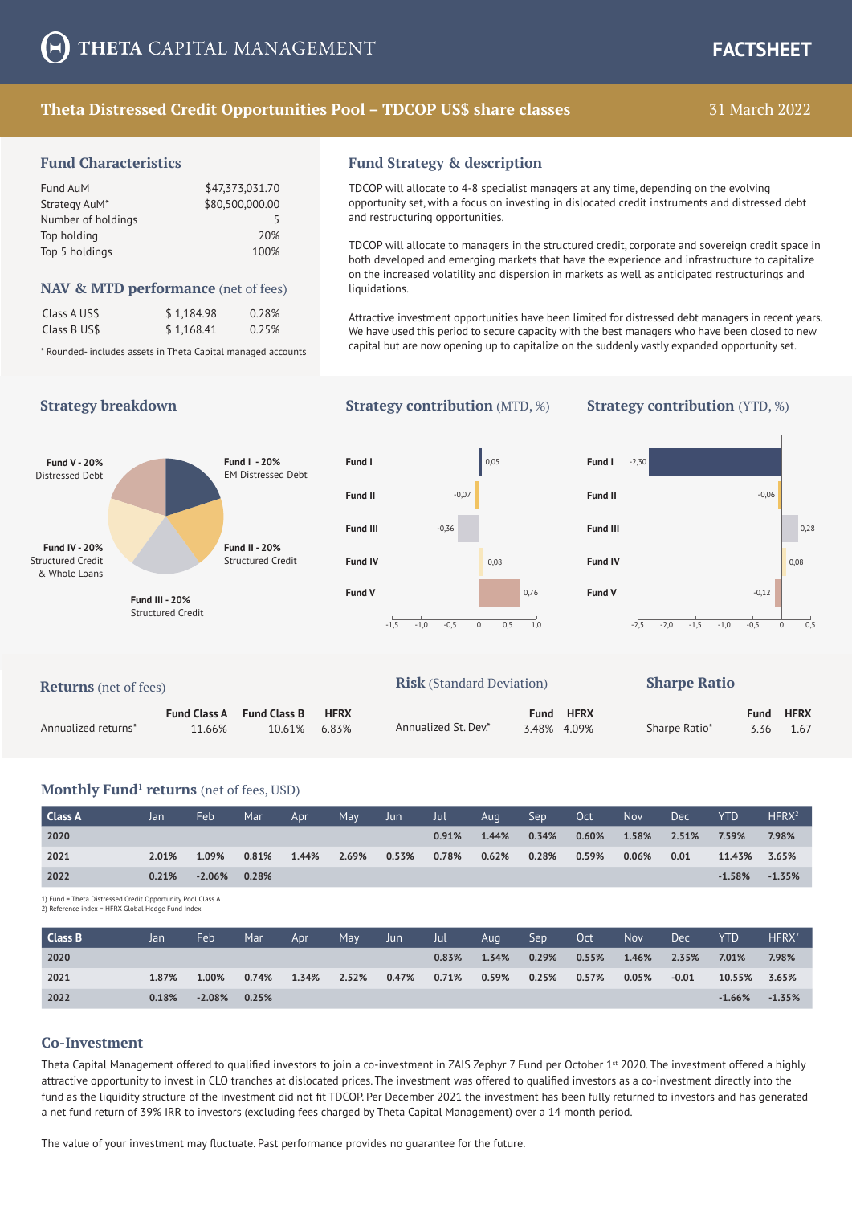# THETA CAPITAL MANAGEMENT

**FACTSHEET**

## Theta Distressed Credit Opportunities Pool – TDCOP US$ share classes

31 March 2022

### Fund Characteristics

| | |
|---|---|
| Fund AuM | $47,373,031.70 |
| Strategy AuM* | $80,500,000.00 |
| Number of holdings | 5 |
| Top holding | 20% |
| Top 5 holdings | 100% |

### NAV & MTD performance (net of fees)

| | | |
|---|---|---|
| Class A US$ | $ 1,184.98 | 0.28% |
| Class B US$ | $ 1,168.41 | 0.25% |

\* Rounded- includes assets in Theta Capital managed accounts

### Fund Strategy & description

TDCOP will allocate to 4-8 specialist managers at any time, depending on the evolving opportunity set, with a focus on investing in dislocated credit instruments and distressed debt and restructuring opportunities.

TDCOP will allocate to managers in the structured credit, corporate and sovereign credit space in both developed and emerging markets that have the experience and infrastructure to capitalize on the increased volatility and dispersion in markets as well as anticipated restructurings and liquidations.

Attractive investment opportunities have been limited for distressed debt managers in recent years. We have used this period to secure capacity with the best managers who have been closed to new capital but are now opening up to capitalize on the suddenly vastly expanded opportunity set.

### Strategy breakdown

- Fund I - 20% EM Distressed Debt
- Fund II - 20% Structured Credit
- Fund III - 20% Structured Credit
- Fund IV - 20% Structured Credit & Whole Loans
- Fund V - 20% Distressed Debt

### Strategy contribution (MTD, %) / Strategy contribution (YTD, %)

| | MTD | YTD |
|---|---|---|
| Fund I | 0,05 | -2,30 |
| Fund II | -0,07 | -0,06 |
| Fund III | -0,36 | 0,28 |
| Fund IV | 0,08 | 0,08 |
| Fund V | 0,76 | -0,12 |

### Returns (net of fees)

| | Fund Class A | Fund Class B | HFRX |
|---|---|---|---|
| Annualized returns* | 11.66% | 10.61% | 6.83% |

### Risk (Standard Deviation)

| | Fund | HFRX |
|---|---|---|
| Annualized St. Dev.* | 3.48% | 4.09% |

### Sharpe Ratio

| | Fund | HFRX |
|---|---|---|
| Sharpe Ratio* | 3.36 | 1.67 |

### Monthly Fund[1] returns (net of fees, USD)

| Class A | Jan | Feb | Mar | Apr | May | Jun | Jul | Aug | Sep | Oct | Nov | Dec | YTD | HFRX[2] |
|---|---|---|---|---|---|---|---|---|---|---|---|---|---|---|
| 2020 | | | | | | | 0.91% | 1.44% | 0.34% | 0.60% | 1.58% | 2.51% | 7.59% | 7.98% |
| 2021 | 2.01% | 1.09% | 0.81% | 1.44% | 2.69% | 0.53% | 0.78% | 0.62% | 0.28% | 0.59% | 0.06% | 0.01 | 11.43% | 3.65% |
| 2022 | 0.21% | -2.06% | 0.28% | | | | | | | | | | -1.58% | -1.35% |

1) Fund = Theta Distressed Credit Opportunity Pool Class A
2) Reference index = HFRX Global Hedge Fund Index

| Class B | Jan | Feb | Mar | Apr | May | Jun | Jul | Aug | Sep | Oct | Nov | Dec | YTD | HFRX[2] |
|---|---|---|---|---|---|---|---|---|---|---|---|---|---|---|
| 2020 | | | | | | | 0.83% | 1.34% | 0.29% | 0.55% | 1.46% | 2.35% | 7.01% | 7.98% |
| 2021 | 1.87% | 1.00% | 0.74% | 1.34% | 2.52% | 0.47% | 0.71% | 0.59% | 0.25% | 0.57% | 0.05% | -0.01 | 10.55% | 3.65% |
| 2022 | 0.18% | -2.08% | 0.25% | | | | | | | | | | -1.66% | -1.35% |

### Co-Investment

Theta Capital Management offered to qualified investors to join a co-investment in ZAIS Zephyr 7 Fund per October 1st 2020. The investment offered a highly attractive opportunity to invest in CLO tranches at dislocated prices. The investment was offered to qualified investors as a co-investment directly into the fund as the liquidity structure of the investment did not fit TDCOP. Per December 2021 the investment has been fully returned to investors and has generated a net fund return of 39% IRR to investors (excluding fees charged by Theta Capital Management) over a 14 month period.

The value of your investment may fluctuate. Past performance provides no guarantee for the future.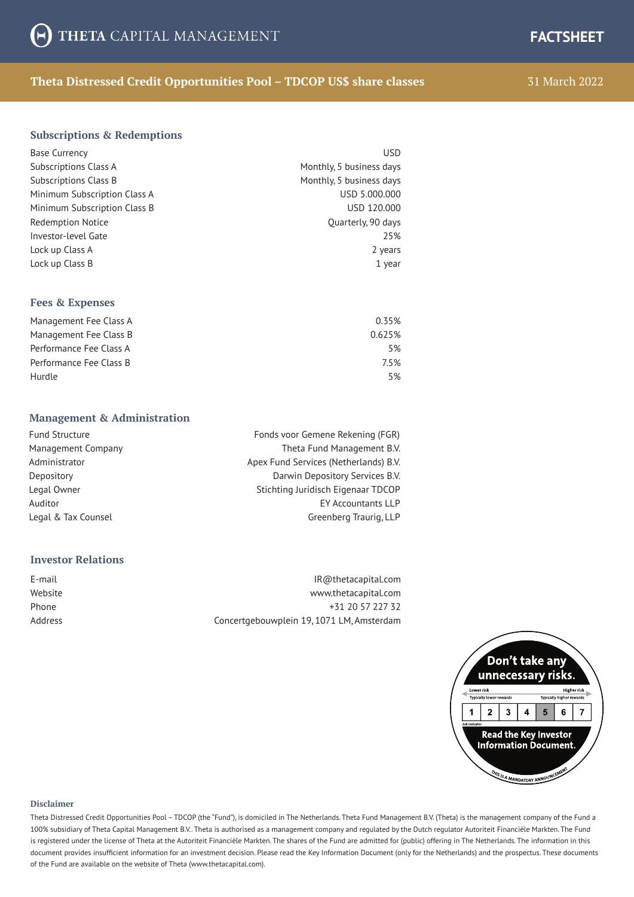# THETA CAPITAL MANAGEMENT

**FACTSHEET**

## Theta Distressed Credit Opportunities Pool – TDCOP US$ share classes

31 March 2022

### Subscriptions & Redemptions

| | |
|---|---|
| Base Currency | USD |
| Subscriptions Class A | Monthly, 5 business days |
| Subscriptions Class B | Monthly, 5 business days |
| Minimum Subscription Class A | USD 5.000.000 |
| Minimum Subscription Class B | USD 120.000 |
| Redemption Notice | Quarterly, 90 days |
| Investor-level Gate | 25% |
| Lock up Class A | 2 years |
| Lock up Class B | 1 year |

### Fees & Expenses

| | |
|---|---|
| Management Fee Class A | 0.35% |
| Management Fee Class B | 0.625% |
| Performance Fee Class A | 5% |
| Performance Fee Class B | 7.5% |
| Hurdle | 5% |

### Management & Administration

| | |
|---|---|
| Fund Structure | Fonds voor Gemene Rekening (FGR) |
| Management Company | Theta Fund Management B.V. |
| Administrator | Apex Fund Services (Netherlands) B.V. |
| Depository | Darwin Depository Services B.V. |
| Legal Owner | Stichting Juridisch Eigenaar TDCOP |
| Auditor | EY Accountants LLP |
| Legal & Tax Counsel | Greenberg Traurig, LLP |

### Investor Relations

| | |
|---|---|
| E-mail | IR@thetacapital.com |
| Website | www.thetacapital.com |
| Phone | +31 20 57 227 32 |
| Address | Concertgebouwplein 19, 1071 LM, Amsterdam |

Don't take any unnecessary risks.

Lower risk — Higher risk

Typically lower rewards — Typically higher rewards

1 2 3 4 **5** 6 7

risk indicator

Read the Key Investor Information Document.

THIS IS A MANDATORY ANNOUNCEMENT

**Disclaimer**

Theta Distressed Credit Opportunities Pool – TDCOP (the "Fund"), is domiciled in The Netherlands. Theta Fund Management B.V. (Theta) is the management company of the Fund a 100% subsidiary of Theta Capital Management B.V.. Theta is authorised as a management company and regulated by the Dutch regulator Autoriteit Financiële Markten. The Fund is registered under the license of Theta at the Autoriteit Financiële Markten. The shares of the Fund are admitted for (public) offering in The Netherlands. The information in this document provides insufficient information for an investment decision. Please read the Key Information Document (only for the Netherlands) and the prospectus. These documents of the Fund are available on the website of Theta (www.thetacapital.com).